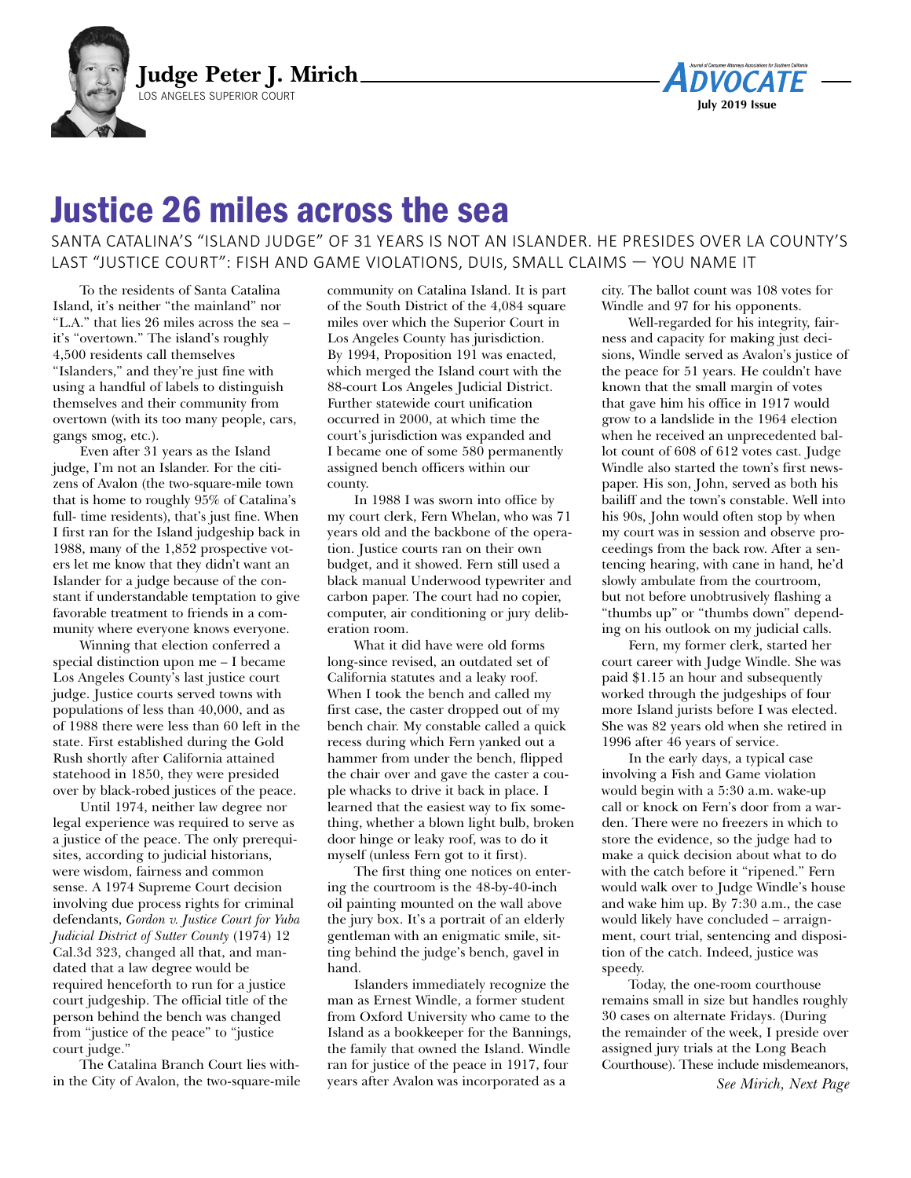**Judge Peter J. Mirich**
LOS ANGELES SUPERIOR COURT

# Justice 26 miles across the sea

SANTA CATALINA'S "ISLAND JUDGE" OF 31 YEARS IS NOT AN ISLANDER. HE PRESIDES OVER LA COUNTY'S LAST "JUSTICE COURT": FISH AND GAME VIOLATIONS, DUIS, SMALL CLAIMS — YOU NAME IT

To the residents of Santa Catalina Island, it's neither "the mainland" nor "L.A." that lies 26 miles across the sea – it's "overtown." The island's roughly 4,500 residents call themselves "Islanders," and they're just fine with using a handful of labels to distinguish themselves and their community from overtown (with its too many people, cars, gangs smog, etc.).

Even after 31 years as the Island judge, I'm not an Islander. For the citizens of Avalon (the two-square-mile town that is home to roughly 95% of Catalina's full- time residents), that's just fine. When I first ran for the Island judgeship back in 1988, many of the 1,852 prospective voters let me know that they didn't want an Islander for a judge because of the constant if understandable temptation to give favorable treatment to friends in a community where everyone knows everyone.

Winning that election conferred a special distinction upon me – I became Los Angeles County's last justice court judge. Justice courts served towns with populations of less than 40,000, and as of 1988 there were less than 60 left in the state. First established during the Gold Rush shortly after California attained statehood in 1850, they were presided over by black-robed justices of the peace.

Until 1974, neither law degree nor legal experience was required to serve as a justice of the peace. The only prerequisites, according to judicial historians, were wisdom, fairness and common sense. A 1974 Supreme Court decision involving due process rights for criminal defendants, *Gordon v. Justice Court for Yuba Judicial District of Sutter County* (1974) 12 Cal.3d 323, changed all that, and mandated that a law degree would be required henceforth to run for a justice court judgeship. The official title of the person behind the bench was changed from "justice of the peace" to "justice court judge."

The Catalina Branch Court lies within the City of Avalon, the two-square-mile community on Catalina Island. It is part of the South District of the 4,084 square miles over which the Superior Court in Los Angeles County has jurisdiction. By 1994, Proposition 191 was enacted, which merged the Island court with the 88-court Los Angeles Judicial District. Further statewide court unification occurred in 2000, at which time the court's jurisdiction was expanded and I became one of some 580 permanently assigned bench officers within our county.

In 1988 I was sworn into office by my court clerk, Fern Whelan, who was 71 years old and the backbone of the operation. Justice courts ran on their own budget, and it showed. Fern still used a black manual Underwood typewriter and carbon paper. The court had no copier, computer, air conditioning or jury deliberation room.

What it did have were old forms long-since revised, an outdated set of California statutes and a leaky roof. When I took the bench and called my first case, the caster dropped out of my bench chair. My constable called a quick recess during which Fern yanked out a hammer from under the bench, flipped the chair over and gave the caster a couple whacks to drive it back in place. I learned that the easiest way to fix something, whether a blown light bulb, broken door hinge or leaky roof, was to do it myself (unless Fern got to it first).

The first thing one notices on entering the courtroom is the 48-by-40-inch oil painting mounted on the wall above the jury box. It's a portrait of an elderly gentleman with an enigmatic smile, sitting behind the judge's bench, gavel in hand.

Islanders immediately recognize the man as Ernest Windle, a former student from Oxford University who came to the Island as a bookkeeper for the Bannings, the family that owned the Island. Windle ran for justice of the peace in 1917, four years after Avalon was incorporated as a city. The ballot count was 108 votes for Windle and 97 for his opponents.

Well-regarded for his integrity, fairness and capacity for making just decisions, Windle served as Avalon's justice of the peace for 51 years. He couldn't have known that the small margin of votes that gave him his office in 1917 would grow to a landslide in the 1964 election when he received an unprecedented ballot count of 608 of 612 votes cast. Judge Windle also started the town's first newspaper. His son, John, served as both his bailiff and the town's constable. Well into his 90s, John would often stop by when my court was in session and observe proceedings from the back row. After a sentencing hearing, with cane in hand, he'd slowly ambulate from the courtroom, but not before unobtrusively flashing a "thumbs up" or "thumbs down" depending on his outlook on my judicial calls.

Fern, my former clerk, started her court career with Judge Windle. She was paid $1.15 an hour and subsequently worked through the judgeships of four more Island jurists before I was elected. She was 82 years old when she retired in 1996 after 46 years of service.

In the early days, a typical case involving a Fish and Game violation would begin with a 5:30 a.m. wake-up call or knock on Fern's door from a warden. There were no freezers in which to store the evidence, so the judge had to make a quick decision about what to do with the catch before it "ripened." Fern would walk over to Judge Windle's house and wake him up. By 7:30 a.m., the case would likely have concluded – arraignment, court trial, sentencing and disposition of the catch. Indeed, justice was speedy.

Today, the one-room courthouse remains small in size but handles roughly 30 cases on alternate Fridays. (During the remainder of the week, I preside over assigned jury trials at the Long Beach Courthouse). These include misdemeanors,

*See Mirich, Next Page*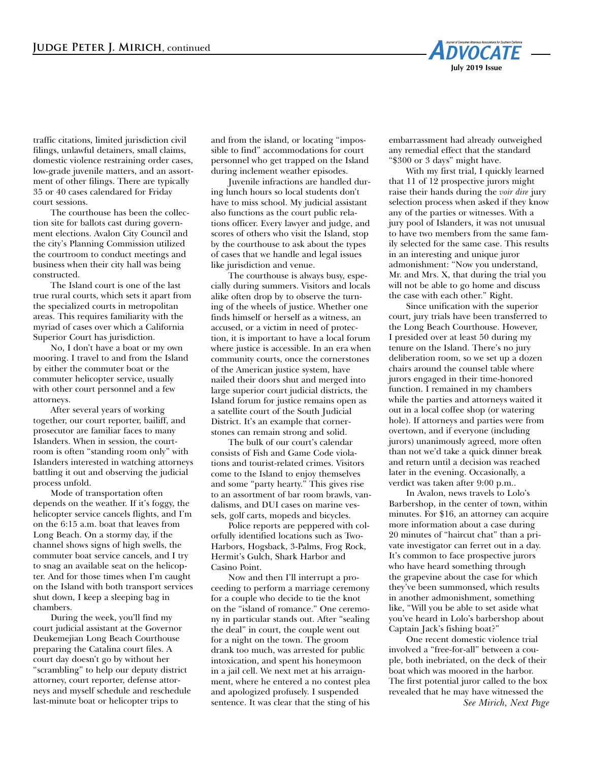traffic citations, limited jurisdiction civil filings, unlawful detainers, small claims, domestic violence restraining order cases, low-grade juvenile matters, and an assortment of other filings. There are typically 35 or 40 cases calendared for Friday court sessions.

The courthouse has been the collection site for ballots cast during government elections. Avalon City Council and the city's Planning Commission utilized the courtroom to conduct meetings and business when their city hall was being constructed.

The Island court is one of the last true rural courts, which sets it apart from the specialized courts in metropolitan areas. This requires familiarity with the myriad of cases over which a California Superior Court has jurisdiction.

No, I don't have a boat or my own mooring. I travel to and from the Island by either the commuter boat or the commuter helicopter service, usually with other court personnel and a few attorneys.

After several years of working together, our court reporter, bailiff, and prosecutor are familiar faces to many Islanders. When in session, the courtroom is often "standing room only" with Islanders interested in watching attorneys battling it out and observing the judicial process unfold.

Mode of transportation often depends on the weather. If it's foggy, the helicopter service cancels flights, and I'm on the 6:15 a.m. boat that leaves from Long Beach. On a stormy day, if the channel shows signs of high swells, the commuter boat service cancels, and I try to snag an available seat on the helicopter. And for those times when I'm caught on the Island with both transport services shut down, I keep a sleeping bag in chambers.

During the week, you'll find my court judicial assistant at the Governor Deukemejian Long Beach Courthouse preparing the Catalina court files. A court day doesn't go by without her "scrambling" to help our deputy district attorney, court reporter, defense attorneys and myself schedule and reschedule last-minute boat or helicopter trips to and from the island, or locating "impossible to find" accommodations for court personnel who get trapped on the Island during inclement weather episodes.

Juvenile infractions are handled during lunch hours so local students don't have to miss school. My judicial assistant also functions as the court public relations officer. Every lawyer and judge, and scores of others who visit the Island, stop by the courthouse to ask about the types of cases that we handle and legal issues like jurisdiction and venue.

The courthouse is always busy, especially during summers. Visitors and locals alike often drop by to observe the turning of the wheels of justice. Whether one finds himself or herself as a witness, an accused, or a victim in need of protection, it is important to have a local forum where justice is accessible. In an era when community courts, once the cornerstones of the American justice system, have nailed their doors shut and merged into large superior court judicial districts, the Island forum for justice remains open as a satellite court of the South Judicial District. It's an example that cornerstones can remain strong and solid.

The bulk of our court's calendar consists of Fish and Game Code violations and tourist-related crimes. Visitors come to the Island to enjoy themselves and some "party hearty." This gives rise to an assortment of bar room brawls, vandalisms, and DUI cases on marine vessels, golf carts, mopeds and bicycles.

Police reports are peppered with colorfully identified locations such as Two-Harbors, Hogsback, 3-Palms, Frog Rock, Hermit's Gulch, Shark Harbor and Casino Point.

Now and then I'll interrupt a proceeding to perform a marriage ceremony for a couple who decide to tie the knot on the "island of romance." One ceremony in particular stands out. After "sealing the deal" in court, the couple went out for a night on the town. The groom drank too much, was arrested for public intoxication, and spent his honeymoon in a jail cell. We next met at his arraignment, where he entered a no contest plea and apologized profusely. I suspended sentence. It was clear that the sting of his embarrassment had already outweighed any remedial effect that the standard "$300 or 3 days" might have.

With my first trial, I quickly learned that 11 of 12 prospective jurors might raise their hands during the *voir dire* jury selection process when asked if they know any of the parties or witnesses. With a jury pool of Islanders, it was not unusual to have two members from the same family selected for the same case. This results in an interesting and unique juror admonishment: "Now you understand, Mr. and Mrs. X, that during the trial you will not be able to go home and discuss the case with each other." Right.

Since unification with the superior court, jury trials have been transferred to the Long Beach Courthouse. However, I presided over at least 50 during my tenure on the Island. There's no jury deliberation room, so we set up a dozen chairs around the counsel table where jurors engaged in their time-honored function. I remained in my chambers while the parties and attorneys waited it out in a local coffee shop (or watering hole). If attorneys and parties were from overtown, and if everyone (including jurors) unanimously agreed, more often than not we'd take a quick dinner break and return until a decision was reached later in the evening. Occasionally, a verdict was taken after 9:00 p.m..

In Avalon, news travels to Lolo's Barbershop, in the center of town, within minutes. For $16, an attorney can acquire more information about a case during 20 minutes of "haircut chat" than a private investigator can ferret out in a day. It's common to face prospective jurors who have heard something through the grapevine about the case for which they've been summonsed, which results in another admonishment, something like, "Will you be able to set aside what you've heard in Lolo's barbershop about Captain Jack's fishing boat?"

One recent domestic violence trial involved a "free-for-all" between a couple, both inebriated, on the deck of their boat which was moored in the harbor. The first potential juror called to the box revealed that he may have witnessed the

*See Mirich, Next Page*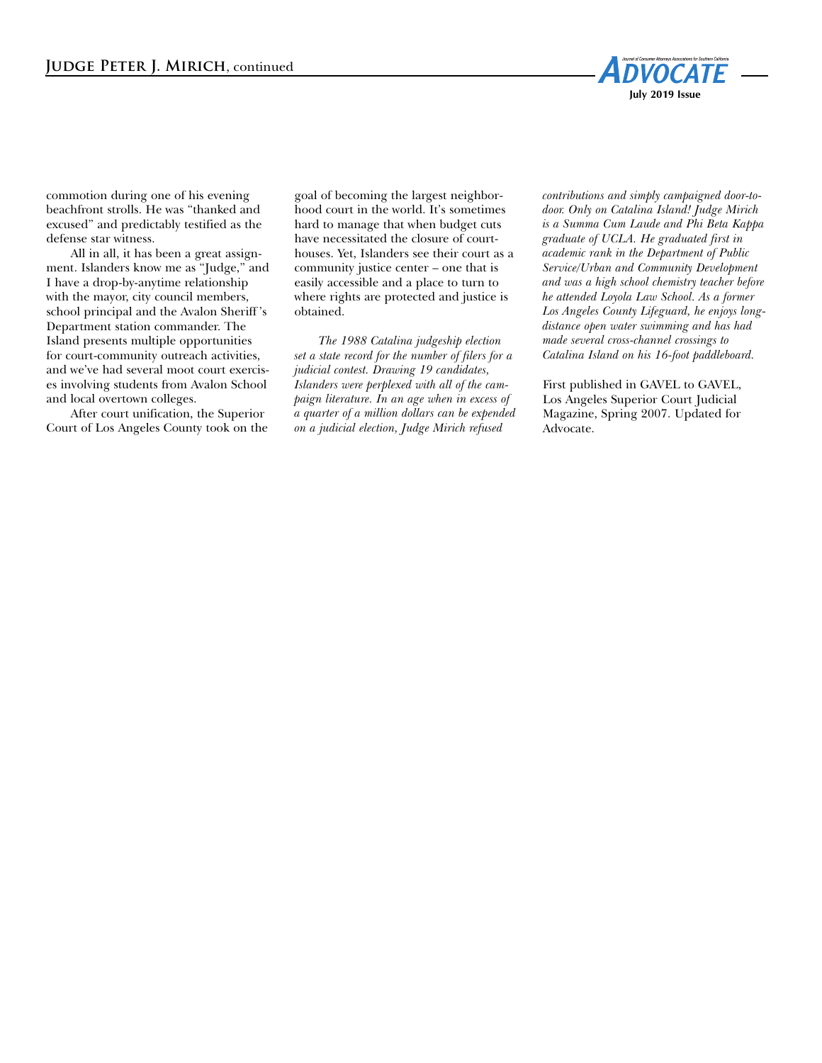commotion during one of his evening beachfront strolls. He was "thanked and excused" and predictably testified as the defense star witness.

All in all, it has been a great assignment. Islanders know me as "Judge," and I have a drop-by-anytime relationship with the mayor, city council members, school principal and the Avalon Sheriff's Department station commander. The Island presents multiple opportunities for court-community outreach activities, and we've had several moot court exercises involving students from Avalon School and local overtown colleges.

After court unification, the Superior Court of Los Angeles County took on the goal of becoming the largest neighborhood court in the world. It's sometimes hard to manage that when budget cuts have necessitated the closure of courthouses. Yet, Islanders see their court as a community justice center – one that is easily accessible and a place to turn to where rights are protected and justice is obtained.

*The 1988 Catalina judgeship election set a state record for the number of filers for a judicial contest. Drawing 19 candidates, Islanders were perplexed with all of the campaign literature. In an age when in excess of a quarter of a million dollars can be expended on a judicial election, Judge Mirich refused contributions and simply campaigned door-to-door. Only on Catalina Island! Judge Mirich is a Summa Cum Laude and Phi Beta Kappa graduate of UCLA. He graduated first in academic rank in the Department of Public Service/Urban and Community Development and was a high school chemistry teacher before he attended Loyola Law School. As a former Los Angeles County Lifeguard, he enjoys long-distance open water swimming and has had made several cross-channel crossings to Catalina Island on his 16-foot paddleboard.*

First published in GAVEL to GAVEL, Los Angeles Superior Court Judicial Magazine, Spring 2007. Updated for Advocate.